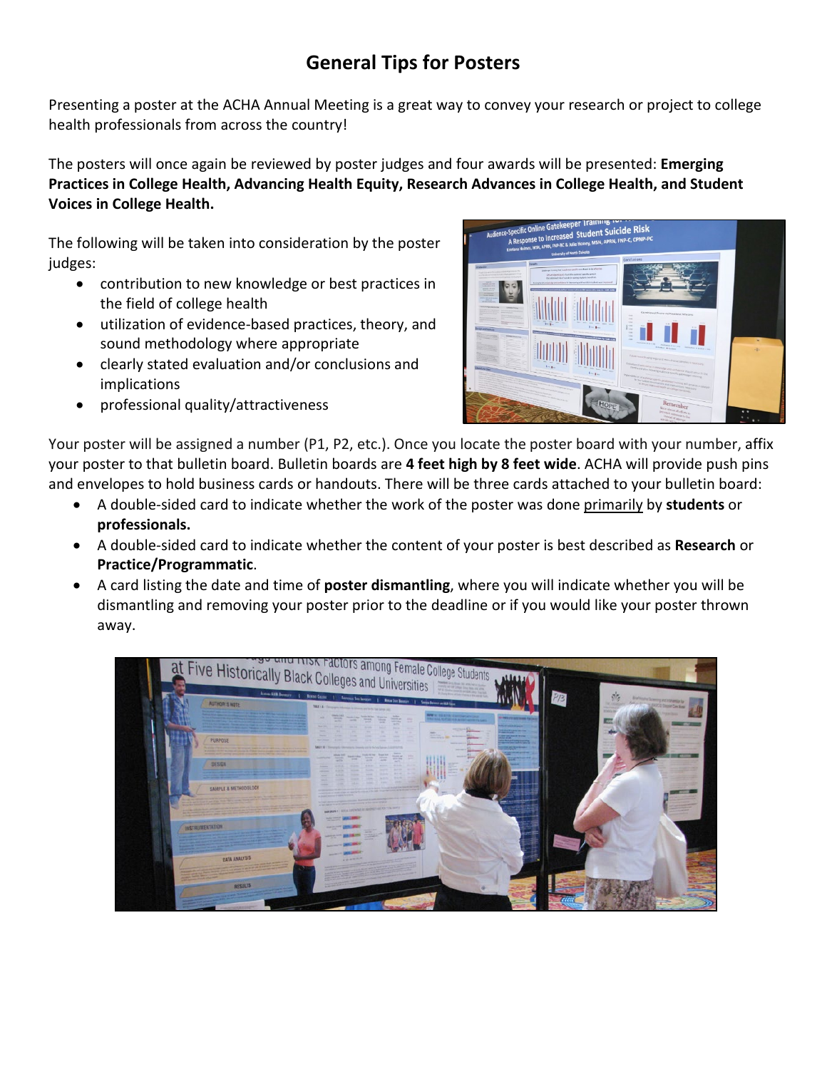# General Tips for Posters

Presenting a poster at the ACHA Annual Meeting is a great way to convey your research or project to college health professionals from across the country!

The posters will once again be reviewed by poster judges and four awards will be presented: **Emerging Practices in College Health, Advancing Health Equity, Research Advances in College Health, and Student Voices in College Health.**

The following will be taken into consideration by the poster judges:

- contribution to new knowledge or best practices in the field of college health
- utilization of evidence-based practices, theory, and sound methodology where appropriate
- clearly stated evaluation and/or conclusions and implications
- professional quality/attractiveness

Your poster will be assigned a number (P1, P2, etc.). Once you locate the poster board with your number, affix your poster to that bulletin board. Bulletin boards are **4 feet high by 8 feet wide**. ACHA will provide push pins and envelopes to hold business cards or handouts. There will be three cards attached to your bulletin board:

- A double-sided card to indicate whether the work of the poster was done primarily by **students** or **professionals.**
- A double-sided card to indicate whether the content of your poster is best described as **Research** or **Practice/Programmatic**.
- A card listing the date and time of **poster dismantling**, where you will indicate whether you will be dismantling and removing your poster prior to the deadline or if you would like your poster thrown away.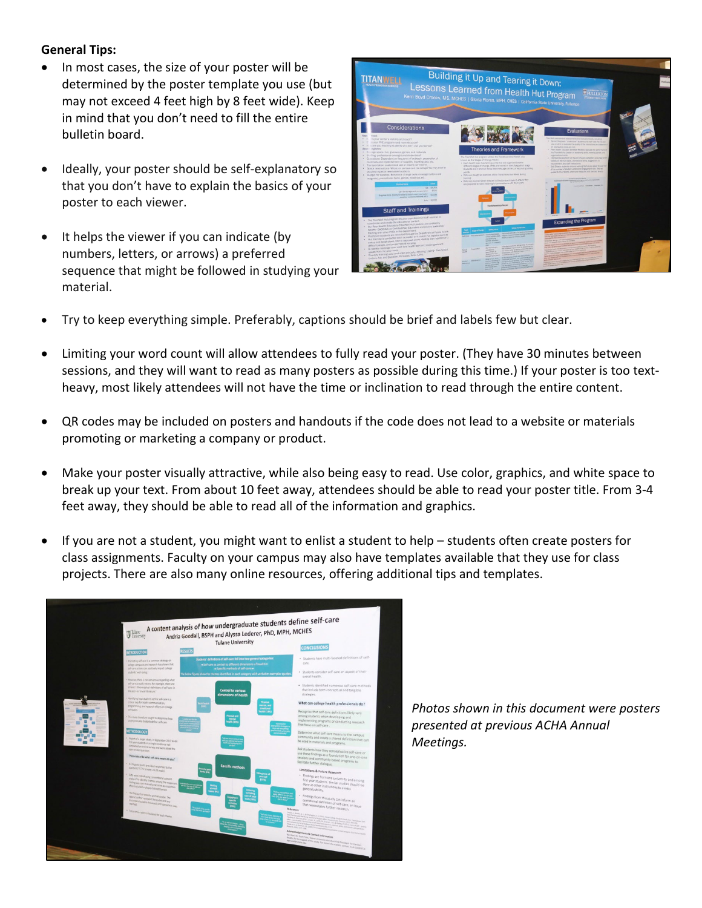**General Tips:**

- In most cases, the size of your poster will be determined by the poster template you use (but may not exceed 4 feet high by 8 feet wide). Keep in mind that you don't need to fill the entire bulletin board.
- Ideally, your poster should be self-explanatory so that you don't have to explain the basics of your poster to each viewer.
- It helps the viewer if you can indicate (by numbers, letters, or arrows) a preferred sequence that might be followed in studying your material.
- Try to keep everything simple. Preferably, captions should be brief and labels few but clear.
- Limiting your word count will allow attendees to fully read your poster. (They have 30 minutes between sessions, and they will want to read as many posters as possible during this time.) If your poster is too text-heavy, most likely attendees will not have the time or inclination to read through the entire content.
- QR codes may be included on posters and handouts if the code does not lead to a website or materials promoting or marketing a company or product.
- Make your poster visually attractive, while also being easy to read. Use color, graphics, and white space to break up your text. From about 10 feet away, attendees should be able to read your poster title. From 3-4 feet away, they should be able to read all of the information and graphics.
- If you are not a student, you might want to enlist a student to help – students often create posters for class assignments. Faculty on your campus may also have templates available that they use for class projects. There are also many online resources, offering additional tips and templates.

*Photos shown in this document were posters presented at previous ACHA Annual Meetings.*